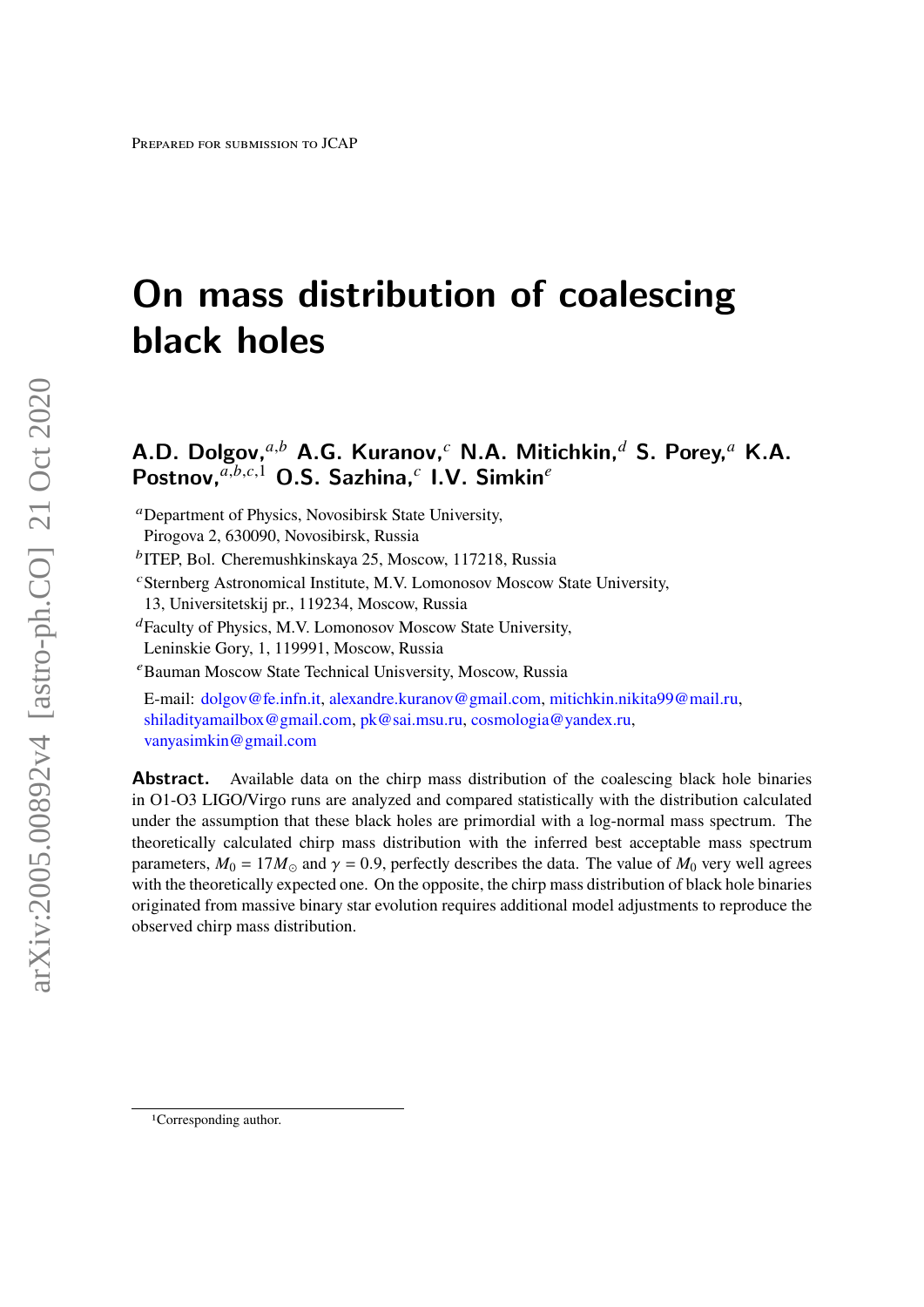Prepared for submission to JCAP

# On mass distribution of coalescing black holes

**A.D. Dolgov,**[a,b] **A.G. Kuranov,**[c] **N.A. Mitichkin,**[d] **S. Porey,**[a] **K.A. Postnov,**[a,b,c,1] **O.S. Sazhina,**[c] **I.V. Simkin**[e]

[a]Department of Physics, Novosibirsk State University, Pirogova 2, 630090, Novosibirsk, Russia

[b]ITEP, Bol. Cheremushkinskaya 25, Moscow, 117218, Russia

[c]Sternberg Astronomical Institute, M.V. Lomonosov Moscow State University, 13, Universitetskij pr., 119234, Moscow, Russia

[d]Faculty of Physics, M.V. Lomonosov Moscow State University, Leninskie Gory, 1, 119991, Moscow, Russia

[e]Bauman Moscow State Technical Unisversity, Moscow, Russia

E-mail: dolgov@fe.infn.it, alexandre.kuranov@gmail.com, mitichkin.nikita99@mail.ru, shiladityamailbox@gmail.com, pk@sai.msu.ru, cosmologia@yandex.ru, vanyasimkin@gmail.com

**Abstract.** Available data on the chirp mass distribution of the coalescing black hole binaries in O1-O3 LIGO/Virgo runs are analyzed and compared statistically with the distribution calculated under the assumption that these black holes are primordial with a log-normal mass spectrum. The theoretically calculated chirp mass distribution with the inferred best acceptable mass spectrum parameters, $M_0 = 17 M_\odot$ and $\gamma = 0.9$, perfectly describes the data. The value of $M_0$ very well agrees with the theoretically expected one. On the opposite, the chirp mass distribution of black hole binaries originated from massive binary star evolution requires additional model adjustments to reproduce the observed chirp mass distribution.

[1]Corresponding author.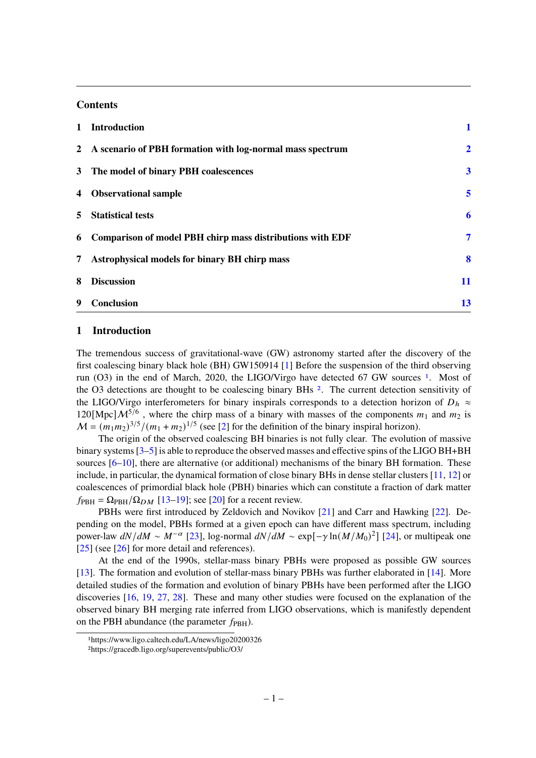## Contents

| | | |
|---|---|---|
| 1 | Introduction | 1 |
| 2 | A scenario of PBH formation with log-normal mass spectrum | 2 |
| 3 | The model of binary PBH coalescences | 3 |
| 4 | Observational sample | 5 |
| 5 | Statistical tests | 6 |
| 6 | Comparison of model PBH chirp mass distributions with EDF | 7 |
| 7 | Astrophysical models for binary BH chirp mass | 8 |
| 8 | Discussion | 11 |
| 9 | Conclusion | 13 |

## 1 Introduction

The tremendous success of gravitational-wave (GW) astronomy started after the discovery of the first coalescing binary black hole (BH) GW150914 [1] Before the suspension of the third observing run (O3) in the end of March, 2020, the LIGO/Virgo have detected 67 GW sources [1]. Most of the O3 detections are thought to be coalescing binary BHs [2]. The current detection sensitivity of the LIGO/Virgo interferometers for binary inspirals corresponds to a detection horizon of $D_h \approx 120[\text{Mpc}]\mathcal{M}^{5/6}$ , where the chirp mass of a binary with masses of the components $m_1$ and $m_2$ is $\mathcal{M} = (m_1 m_2)^{3/5}/(m_1+m_2)^{1/5}$ (see [2] for the definition of the binary inspiral horizon).

The origin of the observed coalescing BH binaries is not fully clear. The evolution of massive binary systems [3–5] is able to reproduce the observed masses and effective spins of the LIGO BH+BH sources [6–10], there are alternative (or additional) mechanisms of the binary BH formation. These include, in particular, the dynamical formation of close binary BHs in dense stellar clusters [11, 12] or coalescences of primordial black hole (PBH) binaries which can constitute a fraction of dark matter $f_{\text{PBH}} = \Omega_{\text{PBH}}/\Omega_{DM}$ [13–19]; see [20] for a recent review.

PBHs were first introduced by Zeldovich and Novikov [21] and Carr and Hawking [22]. Depending on the model, PBHs formed at a given epoch can have different mass spectrum, including power-law $dN/dM \sim M^{-\alpha}$ [23], log-normal $dN/dM \sim \exp[-\gamma \ln(M/M_0)^2]$ [24], or multipeak one [25] (see [26] for more detail and references).

At the end of the 1990s, stellar-mass binary PBHs were proposed as possible GW sources [13]. The formation and evolution of stellar-mass binary PBHs was further elaborated in [14]. More detailed studies of the formation and evolution of binary PBHs have been performed after the LIGO discoveries [16, 19, 27, 28]. These and many other studies were focused on the explanation of the observed binary BH merging rate inferred from LIGO observations, which is manifestly dependent on the PBH abundance (the parameter $f_{\text{PBH}}$).

[1] https://www.ligo.caltech.edu/LA/news/ligo20200326
[2] https://gracedb.ligo.org/superevents/public/O3/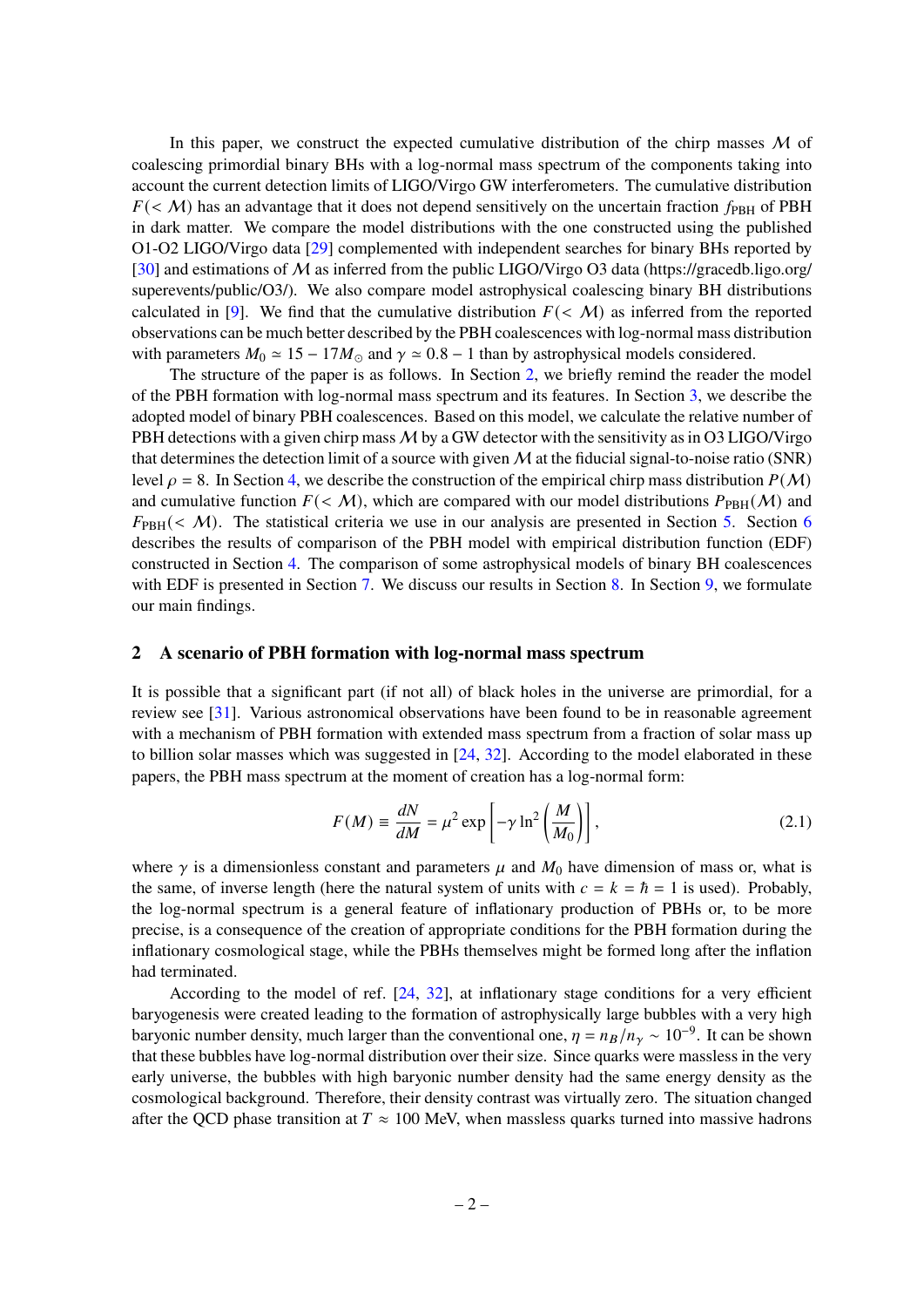In this paper, we construct the expected cumulative distribution of the chirp masses $\mathcal{M}$ of coalescing primordial binary BHs with a log-normal mass spectrum of the components taking into account the current detection limits of LIGO/Virgo GW interferometers. The cumulative distribution $F(<\mathcal{M})$ has an advantage that it does not depend sensitively on the uncertain fraction $f_{\rm PBH}$ of PBH in dark matter. We compare the model distributions with the one constructed using the published O1-O2 LIGO/Virgo data [29] complemented with independent searches for binary BHs reported by [30] and estimations of $\mathcal{M}$ as inferred from the public LIGO/Virgo O3 data (https://gracedb.ligo.org/superevents/public/O3/). We also compare model astrophysical coalescing binary BH distributions calculated in [9]. We find that the cumulative distribution $F(<\mathcal{M})$ as inferred from the reported observations can be much better described by the PBH coalescences with log-normal mass distribution with parameters $M_0 \simeq 15-17 M_\odot$ and $\gamma \simeq 0.8-1$ than by astrophysical models considered.

The structure of the paper is as follows. In Section 2, we briefly remind the reader the model of the PBH formation with log-normal mass spectrum and its features. In Section 3, we describe the adopted model of binary PBH coalescences. Based on this model, we calculate the relative number of PBH detections with a given chirp mass $\mathcal{M}$ by a GW detector with the sensitivity as in O3 LIGO/Virgo that determines the detection limit of a source with given $\mathcal{M}$ at the fiducial signal-to-noise ratio (SNR) level $\rho = 8$. In Section 4, we describe the construction of the empirical chirp mass distribution $P(\mathcal{M})$ and cumulative function $F(<\mathcal{M})$, which are compared with our model distributions $P_{\rm PBH}(\mathcal{M})$ and $F_{\rm PBH}(<\mathcal{M})$. The statistical criteria we use in our analysis are presented in Section 5. Section 6 describes the results of comparison of the PBH model with empirical distribution function (EDF) constructed in Section 4. The comparison of some astrophysical models of binary BH coalescences with EDF is presented in Section 7. We discuss our results in Section 8. In Section 9, we formulate our main findings.

## 2 A scenario of PBH formation with log-normal mass spectrum

It is possible that a significant part (if not all) of black holes in the universe are primordial, for a review see [31]. Various astronomical observations have been found to be in reasonable agreement with a mechanism of PBH formation with extended mass spectrum from a fraction of solar mass up to billion solar masses which was suggested in [24, 32]. According to the model elaborated in these papers, the PBH mass spectrum at the moment of creation has a log-normal form:

$$F(M) \equiv \frac{dN}{dM} = \mu^2 \exp\left[-\gamma \ln^2\left(\frac{M}{M_0}\right)\right], \tag{2.1}$$

where $\gamma$ is a dimensionless constant and parameters $\mu$ and $M_0$ have dimension of mass or, what is the same, of inverse length (here the natural system of units with $c = k = \hbar = 1$ is used). Probably, the log-normal spectrum is a general feature of inflationary production of PBHs or, to be more precise, is a consequence of the creation of appropriate conditions for the PBH formation during the inflationary cosmological stage, while the PBHs themselves might be formed long after the inflation had terminated.

According to the model of ref. [24, 32], at inflationary stage conditions for a very efficient baryogenesis were created leading to the formation of astrophysically large bubbles with a very high baryonic number density, much larger than the conventional one, $\eta = n_B/n_\gamma \sim 10^{-9}$. It can be shown that these bubbles have log-normal distribution over their size. Since quarks were massless in the very early universe, the bubbles with high baryonic number density had the same energy density as the cosmological background. Therefore, their density contrast was virtually zero. The situation changed after the QCD phase transition at $T \approx 100$ MeV, when massless quarks turned into massive hadrons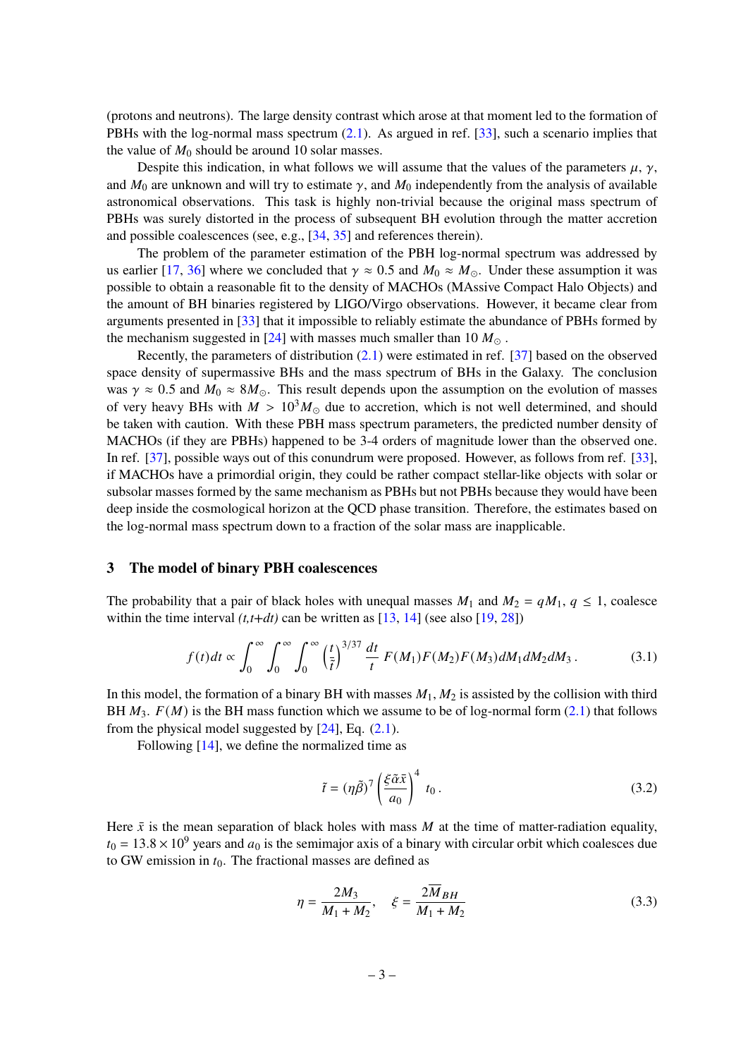(protons and neutrons). The large density contrast which arose at that moment led to the formation of PBHs with the log-normal mass spectrum (2.1). As argued in ref. [33], such a scenario implies that the value of $M_0$ should be around 10 solar masses.

Despite this indication, in what follows we will assume that the values of the parameters $\mu$, $\gamma$, and $M_0$ are unknown and will try to estimate $\gamma$, and $M_0$ independently from the analysis of available astronomical observations. This task is highly non-trivial because the original mass spectrum of PBHs was surely distorted in the process of subsequent BH evolution through the matter accretion and possible coalescences (see, e.g., [34, 35] and references therein).

The problem of the parameter estimation of the PBH log-normal spectrum was addressed by us earlier [17, 36] where we concluded that $\gamma \approx 0.5$ and $M_0 \approx M_\odot$. Under these assumption it was possible to obtain a reasonable fit to the density of MACHOs (MAssive Compact Halo Objects) and the amount of BH binaries registered by LIGO/Virgo observations. However, it became clear from arguments presented in [33] that it impossible to reliably estimate the abundance of PBHs formed by the mechanism suggested in [24] with masses much smaller than 10 $M_\odot$ .

Recently, the parameters of distribution (2.1) were estimated in ref. [37] based on the observed space density of supermassive BHs and the mass spectrum of BHs in the Galaxy. The conclusion was $\gamma \approx 0.5$ and $M_0 \approx 8M_\odot$. This result depends upon the assumption on the evolution of masses of very heavy BHs with $M > 10^3 M_\odot$ due to accretion, which is not well determined, and should be taken with caution. With these PBH mass spectrum parameters, the predicted number density of MACHOs (if they are PBHs) happened to be 3-4 orders of magnitude lower than the observed one. In ref. [37], possible ways out of this conundrum were proposed. However, as follows from ref. [33], if MACHOs have a primordial origin, they could be rather compact stellar-like objects with solar or subsolar masses formed by the same mechanism as PBHs but not PBHs because they would have been deep inside the cosmological horizon at the QCD phase transition. Therefore, the estimates based on the log-normal mass spectrum down to a fraction of the solar mass are inapplicable.

## 3 The model of binary PBH coalescences

The probability that a pair of black holes with unequal masses $M_1$ and $M_2 = qM_1$, $q \leq 1$, coalesce within the time interval *(t,t+dt)* can be written as [13, 14] (see also [19, 28])

$$f(t)dt \propto \int_0^\infty \int_0^\infty \int_0^\infty \left(\frac{t}{\tilde{t}}\right)^{3/37} \frac{dt}{t}\, F(M_1)F(M_2)F(M_3)dM_1 dM_2 dM_3\,. \tag{3.1}$$

In this model, the formation of a binary BH with masses $M_1, M_2$ is assisted by the collision with third BH $M_3$. $F(M)$ is the BH mass function which we assume to be of log-normal form (2.1) that follows from the physical model suggested by [24], Eq. (2.1).

Following [14], we define the normalized time as

$$\tilde{t} = (\eta\tilde{\beta})^7 \left(\frac{\xi\tilde{\alpha}\bar{x}}{a_0}\right)^4 t_0\,. \tag{3.2}$$

Here $\bar{x}$ is the mean separation of black holes with mass $M$ at the time of matter-radiation equality, $t_0 = 13.8 \times 10^9$ years and $a_0$ is the semimajor axis of a binary with circular orbit which coalesces due to GW emission in $t_0$. The fractional masses are defined as

$$\eta = \frac{2M_3}{M_1 + M_2}, \quad \xi = \frac{2\overline{M}_{BH}}{M_1 + M_2} \tag{3.3}$$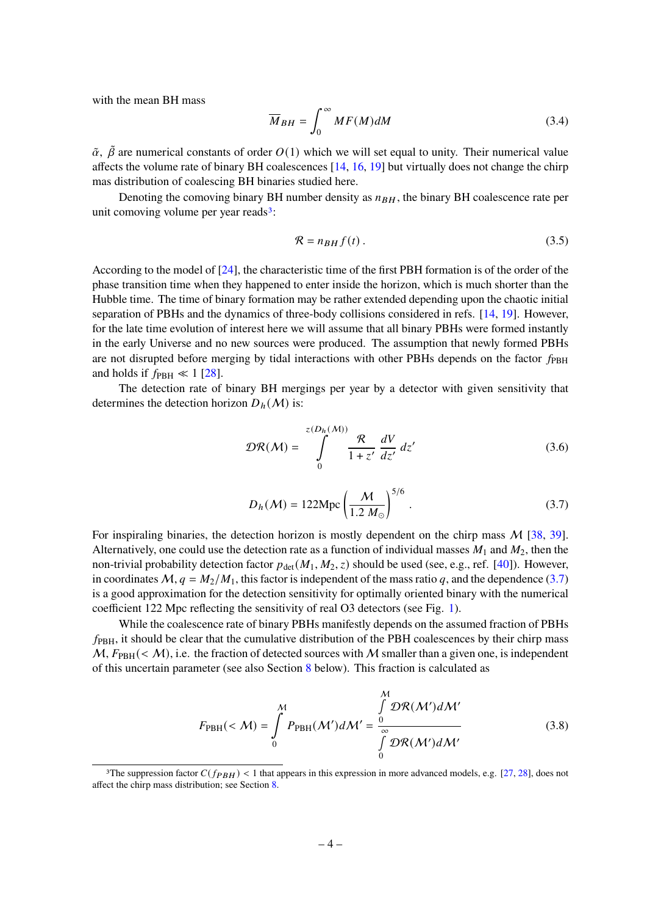with the mean BH mass

$$\overline{M}_{BH} = \int_0^\infty MF(M)dM \tag{3.4}$$

$\tilde{\alpha}$, $\tilde{\beta}$ are numerical constants of order $O(1)$ which we will set equal to unity. Their numerical value affects the volume rate of binary BH coalescences [14, 16, 19] but virtually does not change the chirp mas distribution of coalescing BH binaries studied here.

Denoting the comoving binary BH number density as $n_{BH}$, the binary BH coalescence rate per unit comoving volume per year reads[3]:

$$\mathcal{R} = n_{BH} f(t)\,. \tag{3.5}$$

According to the model of [24], the characteristic time of the first PBH formation is of the order of the phase transition time when they happened to enter inside the horizon, which is much shorter than the Hubble time. The time of binary formation may be rather extended depending upon the chaotic initial separation of PBHs and the dynamics of three-body collisions considered in refs. [14, 19]. However, for the late time evolution of interest here we will assume that all binary PBHs were formed instantly in the early Universe and no new sources were produced. The assumption that newly formed PBHs are not disrupted before merging by tidal interactions with other PBHs depends on the factor $f_{\rm PBH}$ and holds if $f_{\rm PBH} \ll 1$ [28].

The detection rate of binary BH mergings per year by a detector with given sensitivity that determines the detection horizon $D_h(\mathcal{M})$ is:

$$\mathcal{DR}(\mathcal{M}) = \int\limits_0^{z(D_h(\mathcal{M}))} \frac{\mathcal{R}}{1+z'}\frac{dV}{dz'}\,dz' \tag{3.6}$$

$$D_h(\mathcal{M}) = 122\text{Mpc}\left(\frac{\mathcal{M}}{1.2\,M_\odot}\right)^{5/6}\,. \tag{3.7}$$

For inspiraling binaries, the detection horizon is mostly dependent on the chirp mass $\mathcal{M}$ [38, 39]. Alternatively, one could use the detection rate as a function of individual masses $M_1$ and $M_2$, then the non-trivial probability detection factor $p_{\rm det}(M_1, M_2, z)$ should be used (see, e.g., ref. [40]). However, in coordinates $\mathcal{M}$, $q = M_2/M_1$, this factor is independent of the mass ratio $q$, and the dependence (3.7) is a good approximation for the detection sensitivity for optimally oriented binary with the numerical coefficient 122 Mpc reflecting the sensitivity of real O3 detectors (see Fig. 1).

While the coalescence rate of binary PBHs manifestly depends on the assumed fraction of PBHs $f_{\rm PBH}$, it should be clear that the cumulative distribution of the PBH coalescences by their chirp mass $\mathcal{M}$, $F_{\rm PBH}(<\mathcal{M})$, i.e. the fraction of detected sources with $\mathcal{M}$ smaller than a given one, is independent of this uncertain parameter (see also Section 8 below). This fraction is calculated as

$$F_{\rm PBH}(<\mathcal{M}) = \int\limits_0^{\mathcal{M}} P_{\rm PBH}(\mathcal{M}')d\mathcal{M}' = \frac{\int\limits_0^{\mathcal{M}} \mathcal{DR}(\mathcal{M}')d\mathcal{M}'}{\int\limits_0^{\infty} \mathcal{DR}(\mathcal{M}')d\mathcal{M}'} \tag{3.8}$$

[3]The suppression factor $C(f_{PBH}) < 1$ that appears in this expression in more advanced models, e.g. [27, 28], does not affect the chirp mass distribution; see Section 8.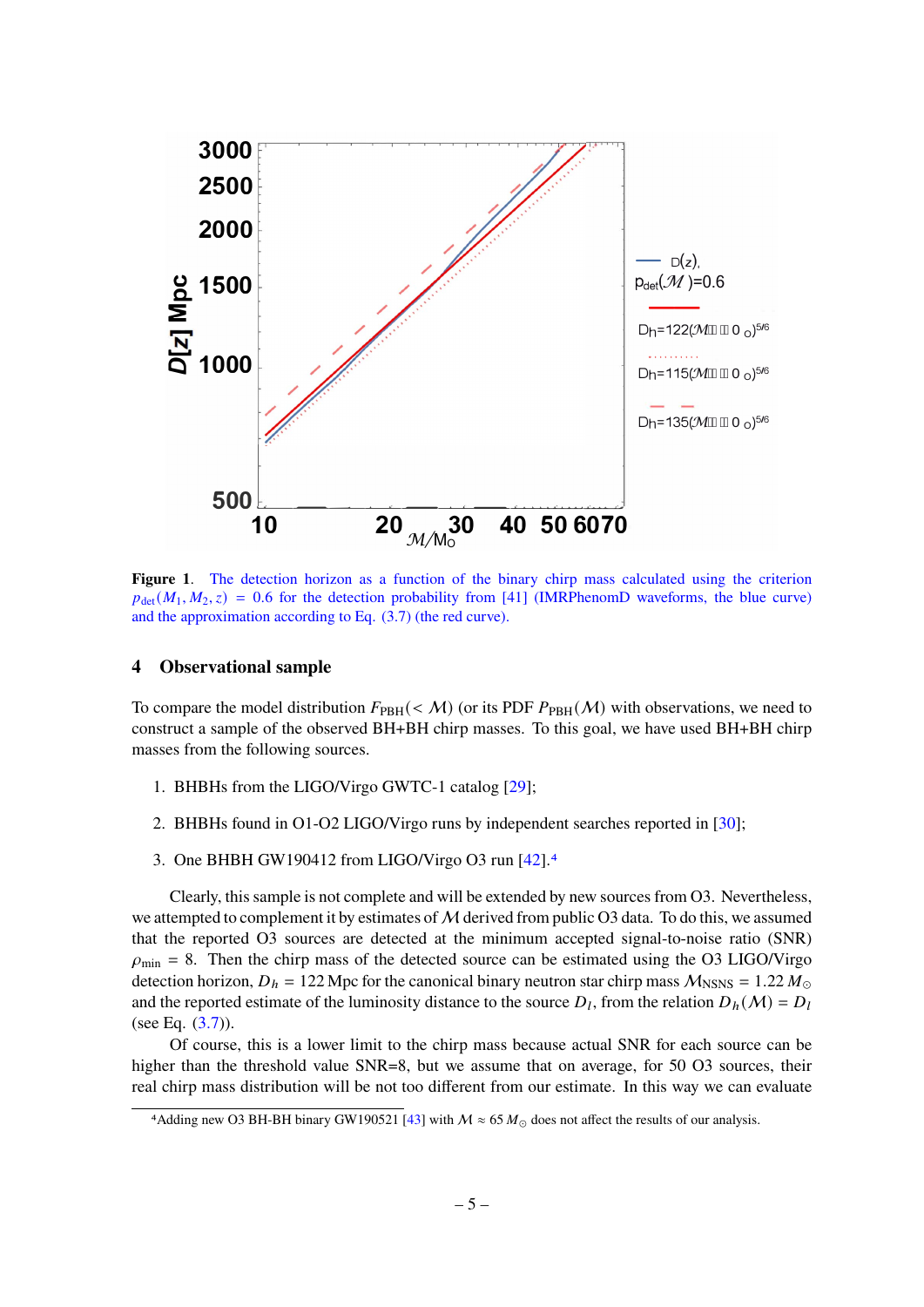**Figure 1**. The detection horizon as a function of the binary chirp mass calculated using the criterion $p_{\rm det}(M_1, M_2, z) = 0.6$ for the detection probability from [41] (IMRPhenomD waveforms, the blue curve) and the approximation according to Eq. (3.7) (the red curve).

## 4 Observational sample

To compare the model distribution $F_{\rm PBH}(<\mathcal{M})$ (or its PDF $P_{\rm PBH}(\mathcal{M})$) with observations, we need to construct a sample of the observed BH+BH chirp masses. To this goal, we have used BH+BH chirp masses from the following sources.

1. BHBHs from the LIGO/Virgo GWTC-1 catalog [29];
2. BHBHs found in O1-O2 LIGO/Virgo runs by independent searches reported in [30];
3. One BHBH GW190412 from LIGO/Virgo O3 run [42].[4]

Clearly, this sample is not complete and will be extended by new sources from O3. Nevertheless, we attempted to complement it by estimates of $\mathcal{M}$ derived from public O3 data. To do this, we assumed that the reported O3 sources are detected at the minimum accepted signal-to-noise ratio (SNR) $\rho_{\rm min} = 8$. Then the chirp mass of the detected source can be estimated using the O3 LIGO/Virgo detection horizon, $D_h = 122$ Mpc for the canonical binary neutron star chirp mass $\mathcal{M}_{\rm NSNS} = 1.22\,M_\odot$ and the reported estimate of the luminosity distance to the source $D_l$, from the relation $D_h(\mathcal{M}) = D_l$ (see Eq. (3.7)).

Of course, this is a lower limit to the chirp mass because actual SNR for each source can be higher than the threshold value SNR=8, but we assume that on average, for 50 O3 sources, their real chirp mass distribution will be not too different from our estimate. In this way we can evaluate

[4]Adding new O3 BH-BH binary GW190521 [43] with $\mathcal{M} \approx 65\,M_\odot$ does not affect the results of our analysis.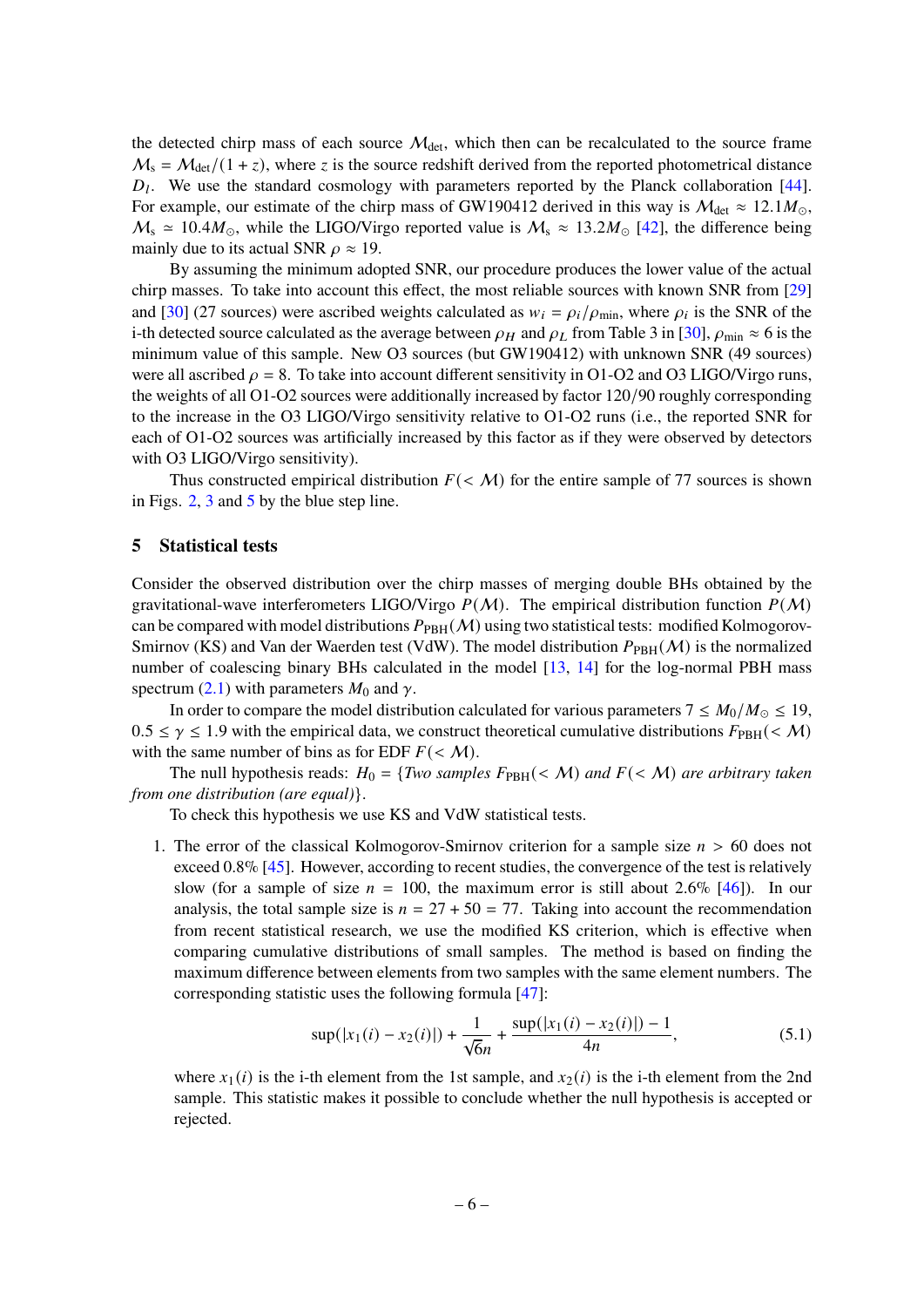the detected chirp mass of each source $\mathcal{M}_{\rm det}$, which then can be recalculated to the source frame $\mathcal{M}_{\rm s} = \mathcal{M}_{\rm det}/(1+z)$, where $z$ is the source redshift derived from the reported photometrical distance $D_l$. We use the standard cosmology with parameters reported by the Planck collaboration [44]. For example, our estimate of the chirp mass of GW190412 derived in this way is $\mathcal{M}_{\rm det} \approx 12.1 M_\odot$, $\mathcal{M}_{\rm s} \simeq 10.4 M_\odot$, while the LIGO/Virgo reported value is $\mathcal{M}_{\rm s} \approx 13.2 M_\odot$ [42], the difference being mainly due to its actual SNR $\rho \approx 19$.

By assuming the minimum adopted SNR, our procedure produces the lower value of the actual chirp masses. To take into account this effect, the most reliable sources with known SNR from [29] and [30] (27 sources) were ascribed weights calculated as $w_i = \rho_i/\rho_{\rm min}$, where $\rho_i$ is the SNR of the i-th detected source calculated as the average between $\rho_H$ and $\rho_L$ from Table 3 in [30], $\rho_{\rm min} \approx 6$ is the minimum value of this sample. New O3 sources (but GW190412) with unknown SNR (49 sources) were all ascribed $\rho = 8$. To take into account different sensitivity in O1-O2 and O3 LIGO/Virgo runs, the weights of all O1-O2 sources were additionally increased by factor 120/90 roughly corresponding to the increase in the O3 LIGO/Virgo sensitivity relative to O1-O2 runs (i.e., the reported SNR for each of O1-O2 sources was artificially increased by this factor as if they were observed by detectors with O3 LIGO/Virgo sensitivity).

Thus constructed empirical distribution $F(<\mathcal{M})$ for the entire sample of 77 sources is shown in Figs. 2, 3 and 5 by the blue step line.

## 5 Statistical tests

Consider the observed distribution over the chirp masses of merging double BHs obtained by the gravitational-wave interferometers LIGO/Virgo $P(\mathcal{M})$. The empirical distribution function $P(\mathcal{M})$ can be compared with model distributions $P_{\rm PBH}(\mathcal{M})$ using two statistical tests: modified Kolmogorov-Smirnov (KS) and Van der Waerden test (VdW). The model distribution $P_{\rm PBH}(\mathcal{M})$ is the normalized number of coalescing binary BHs calculated in the model [13, 14] for the log-normal PBH mass spectrum (2.1) with parameters $M_0$ and $\gamma$.

In order to compare the model distribution calculated for various parameters $7 \le M_0/M_\odot \le 19$, $0.5 \le \gamma \le 1.9$ with the empirical data, we construct theoretical cumulative distributions $F_{\rm PBH}(<\mathcal{M})$ with the same number of bins as for EDF $F(<\mathcal{M})$.

The null hypothesis reads: $H_0 = \{$*Two samples* $F_{\rm PBH}(<\mathcal{M})$ *and* $F(<\mathcal{M})$ *are arbitrary taken from one distribution (are equal)*$\}$.

To check this hypothesis we use KS and VdW statistical tests.

1. The error of the classical Kolmogorov-Smirnov criterion for a sample size $n > 60$ does not exceed 0.8% [45]. However, according to recent studies, the convergence of the test is relatively slow (for a sample of size $n = 100$, the maximum error is still about 2.6% [46]). In our analysis, the total sample size is $n = 27 + 50 = 77$. Taking into account the recommendation from recent statistical research, we use the modified KS criterion, which is effective when comparing cumulative distributions of small samples. The method is based on finding the maximum difference between elements from two samples with the same element numbers. The corresponding statistic uses the following formula [47]:

$$\sup(|x_1(i) - x_2(i)|) + \frac{1}{\sqrt{6}n} + \frac{\sup(|x_1(i) - x_2(i)|) - 1}{4n}, \tag{5.1}$$

where $x_1(i)$ is the i-th element from the 1st sample, and $x_2(i)$ is the i-th element from the 2nd sample. This statistic makes it possible to conclude whether the null hypothesis is accepted or rejected.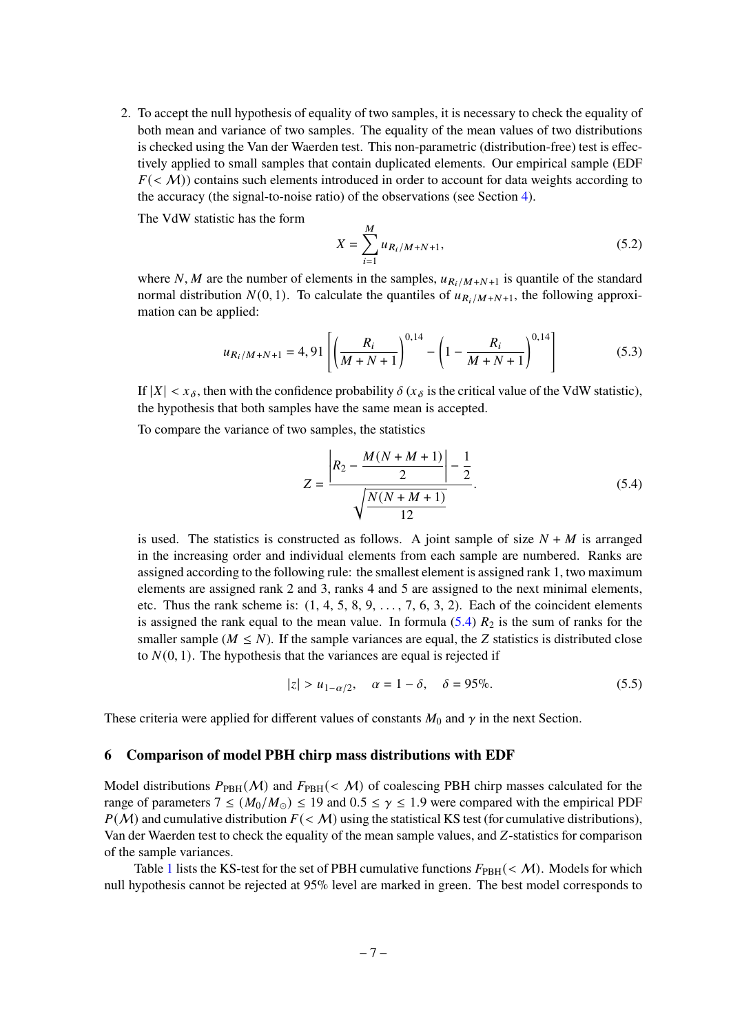2. To accept the null hypothesis of equality of two samples, it is necessary to check the equality of both mean and variance of two samples. The equality of the mean values of two distributions is checked using the Van der Waerden test. This non-parametric (distribution-free) test is effectively applied to small samples that contain duplicated elements. Our empirical sample (EDF $F(<\mathcal{M})$) contains such elements introduced in order to account for data weights according to the accuracy (the signal-to-noise ratio) of the observations (see Section 4).

   The VdW statistic has the form

$$X = \sum_{i=1}^{M} u_{R_i/M+N+1}, \tag{5.2}$$

   where $N, M$ are the number of elements in the samples, $u_{R_i/M+N+1}$ is quantile of the standard normal distribution $N(0,1)$. To calculate the quantiles of $u_{R_i/M+N+1}$, the following approximation can be applied:

$$u_{R_i/M+N+1} = 4,91\left[\left(\frac{R_i}{M+N+1}\right)^{0,14} - \left(1 - \frac{R_i}{M+N+1}\right)^{0,14}\right] \tag{5.3}$$

   If $|X| < x_\delta$, then with the confidence probability $\delta$ ($x_\delta$ is the critical value of the VdW statistic), the hypothesis that both samples have the same mean is accepted.

   To compare the variance of two samples, the statistics

$$Z = \frac{\left|R_2 - \dfrac{M(N+M+1)}{2}\right| - \dfrac{1}{2}}{\sqrt{\dfrac{N(N+M+1)}{12}}}. \tag{5.4}$$

   is used. The statistics is constructed as follows. A joint sample of size $N+M$ is arranged in the increasing order and individual elements from each sample are numbered. Ranks are assigned according to the following rule: the smallest element is assigned rank 1, two maximum elements are assigned rank 2 and 3, ranks 4 and 5 are assigned to the next minimal elements, etc. Thus the rank scheme is: (1, 4, 5, 8, 9, ..., 7, 6, 3, 2). Each of the coincident elements is assigned the rank equal to the mean value. In formula (5.4) $R_2$ is the sum of ranks for the smaller sample ($M \leq N$). If the sample variances are equal, the $Z$ statistics is distributed close to $N(0,1)$. The hypothesis that the variances are equal is rejected if

$$|z| > u_{1-\alpha/2}, \quad \alpha = 1-\delta, \quad \delta = 95\%. \tag{5.5}$$

These criteria were applied for different values of constants $M_0$ and $\gamma$ in the next Section.

## 6 Comparison of model PBH chirp mass distributions with EDF

Model distributions $P_{\mathrm{PBH}}(\mathcal{M})$ and $F_{\mathrm{PBH}}(<\mathcal{M})$ of coalescing PBH chirp masses calculated for the range of parameters $7 \leq (M_0/M_\odot) \leq 19$ and $0.5 \leq \gamma \leq 1.9$ were compared with the empirical PDF $P(\mathcal{M})$ and cumulative distribution $F(<\mathcal{M})$ using the statistical KS test (for cumulative distributions), Van der Waerden test to check the equality of the mean sample values, and $Z$-statistics for comparison of the sample variances.

Table 1 lists the KS-test for the set of PBH cumulative functions $F_{\mathrm{PBH}}(<\mathcal{M})$. Models for which null hypothesis cannot be rejected at 95% level are marked in green. The best model corresponds to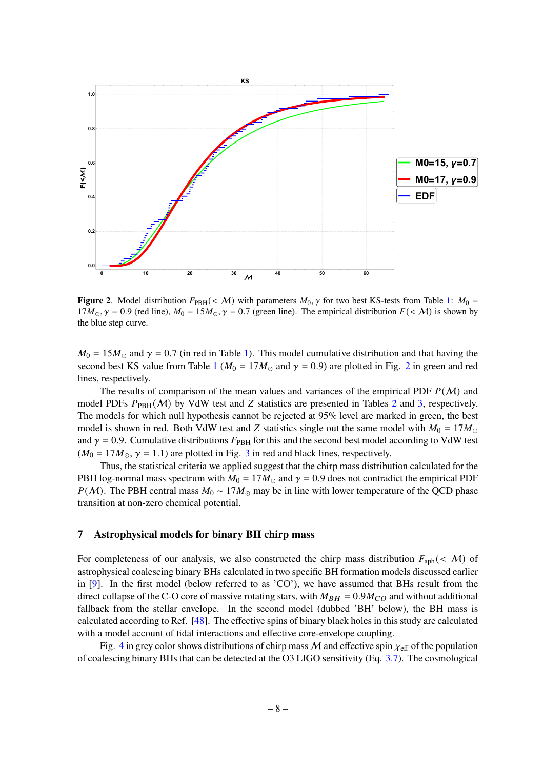**Figure 2**. Model distribution $F_{\rm PBH}(<\mathcal{M})$ with parameters $M_0, \gamma$ for two best KS-tests from Table 1: $M_0 = 17M_\odot, \gamma = 0.9$ (red line), $M_0 = 15M_\odot, \gamma = 0.7$ (green line). The empirical distribution $F(<\mathcal{M})$ is shown by the blue step curve.

$M_0 = 15M_\odot$ and $\gamma = 0.7$ (in red in Table 1). This model cumulative distribution and that having the second best KS value from Table 1 ($M_0 = 17M_\odot$ and $\gamma = 0.9$) are plotted in Fig. 2 in green and red lines, respectively.

The results of comparison of the mean values and variances of the empirical PDF $P(\mathcal{M})$ and model PDFs $P_{\rm PBH}(\mathcal{M})$ by VdW test and $Z$ statistics are presented in Tables 2 and 3, respectively. The models for which null hypothesis cannot be rejected at 95% level are marked in green, the best model is shown in red. Both VdW test and $Z$ statistics single out the same model with $M_0 = 17M_\odot$ and $\gamma = 0.9$. Cumulative distributions $F_{\rm PBH}$ for this and the second best model according to VdW test ($M_0 = 17M_\odot, \gamma = 1.1$) are plotted in Fig. 3 in red and black lines, respectively.

Thus, the statistical criteria we applied suggest that the chirp mass distribution calculated for the PBH log-normal mass spectrum with $M_0 = 17M_\odot$ and $\gamma = 0.9$ does not contradict the empirical PDF $P(\mathcal{M})$. The PBH central mass $M_0 \sim 17M_\odot$ may be in line with lower temperature of the QCD phase transition at non-zero chemical potential.

## 7 Astrophysical models for binary BH chirp mass

For completeness of our analysis, we also constructed the chirp mass distribution $F_{\rm aph}(<\mathcal{M})$ of astrophysical coalescing binary BHs calculated in two specific BH formation models discussed earlier in [9]. In the first model (below referred to as 'CO'), we have assumed that BHs result from the direct collapse of the C-O core of massive rotating stars, with $M_{BH} = 0.9M_{CO}$ and without additional fallback from the stellar envelope. In the second model (dubbed 'BH' below), the BH mass is calculated according to Ref. [48]. The effective spins of binary black holes in this study are calculated with a model account of tidal interactions and effective core-envelope coupling.

Fig. 4 in grey color shows distributions of chirp mass $\mathcal{M}$ and effective spin $\chi_{\rm eff}$ of the population of coalescing binary BHs that can be detected at the O3 LIGO sensitivity (Eq. 3.7). The cosmological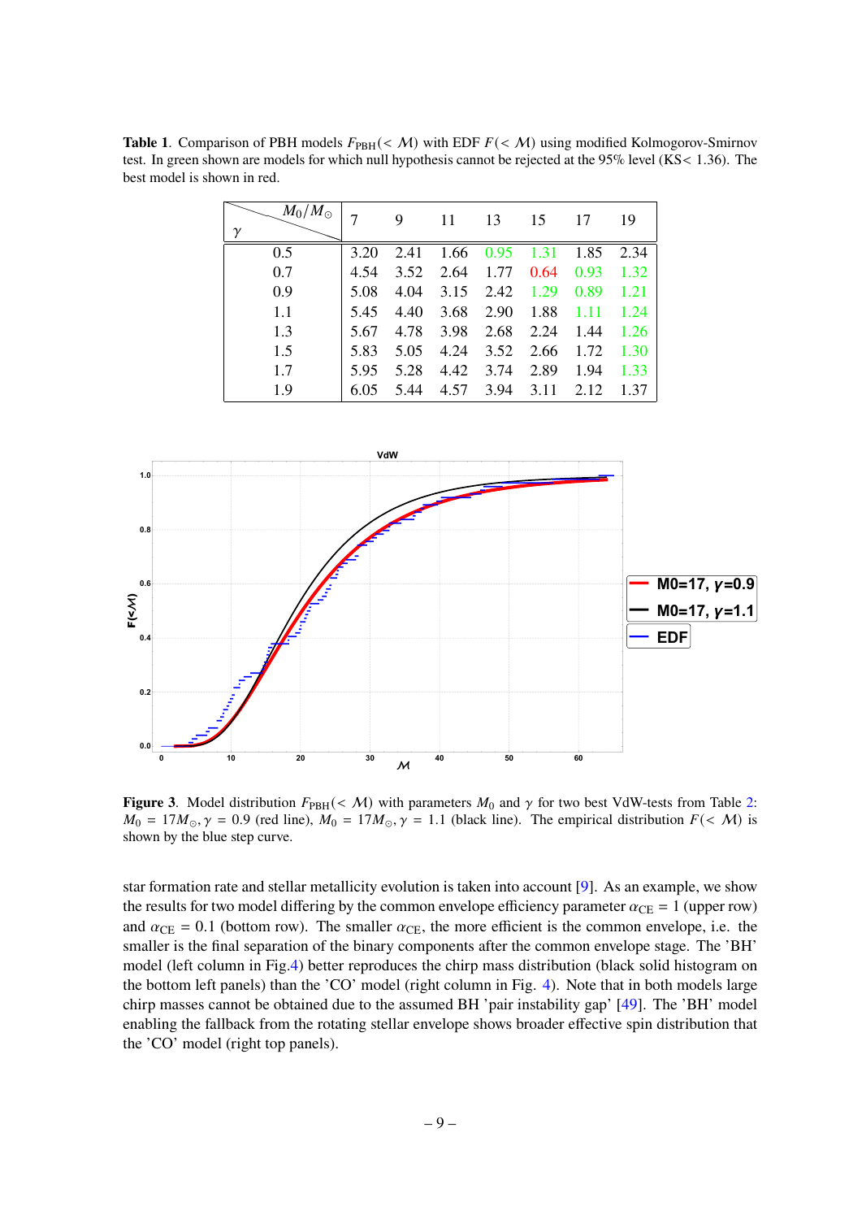**Table 1**. Comparison of PBH models $F_{\rm PBH}(<\mathcal{M})$ with EDF $F(<\mathcal{M})$ using modified Kolmogorov-Smirnov test. In green shown are models for which null hypothesis cannot be rejected at the 95% level (KS< 1.36). The best model is shown in red.

| $\gamma$ \ $M_0/M_\odot$ | 7 | 9 | 11 | 13 | 15 | 17 | 19 |
|---|---|---|---|---|---|---|---|
| 0.5 | 3.20 | 2.41 | 1.66 | 0.95 | 1.31 | 1.85 | 2.34 |
| 0.7 | 4.54 | 3.52 | 2.64 | 1.77 | 0.64 | 0.93 | 1.32 |
| 0.9 | 5.08 | 4.04 | 3.15 | 2.42 | 1.29 | 0.89 | 1.21 |
| 1.1 | 5.45 | 4.40 | 3.68 | 2.90 | 1.88 | 1.11 | 1.24 |
| 1.3 | 5.67 | 4.78 | 3.98 | 2.68 | 2.24 | 1.44 | 1.26 |
| 1.5 | 5.83 | 5.05 | 4.24 | 3.52 | 2.66 | 1.72 | 1.30 |
| 1.7 | 5.95 | 5.28 | 4.42 | 3.74 | 2.89 | 1.94 | 1.33 |
| 1.9 | 6.05 | 5.44 | 4.57 | 3.94 | 3.11 | 2.12 | 1.37 |

**Figure 3**. Model distribution $F_{\rm PBH}(<\mathcal{M})$ with parameters $M_0$ and $\gamma$ for two best VdW-tests from Table 2: $M_0 = 17M_\odot, \gamma = 0.9$ (red line), $M_0 = 17M_\odot, \gamma = 1.1$ (black line). The empirical distribution $F(<\mathcal{M})$ is shown by the blue step curve.

star formation rate and stellar metallicity evolution is taken into account [9]. As an example, we show the results for two model differing by the common envelope efficiency parameter $\alpha_{\rm CE} = 1$ (upper row) and $\alpha_{\rm CE} = 0.1$ (bottom row). The smaller $\alpha_{\rm CE}$, the more efficient is the common envelope, i.e. the smaller is the final separation of the binary components after the common envelope stage. The 'BH' model (left column in Fig.4) better reproduces the chirp mass distribution (black solid histogram on the bottom left panels) than the 'CO' model (right column in Fig. 4). Note that in both models large chirp masses cannot be obtained due to the assumed BH 'pair instability gap' [49]. The 'BH' model enabling the fallback from the rotating stellar envelope shows broader effective spin distribution that the 'CO' model (right top panels).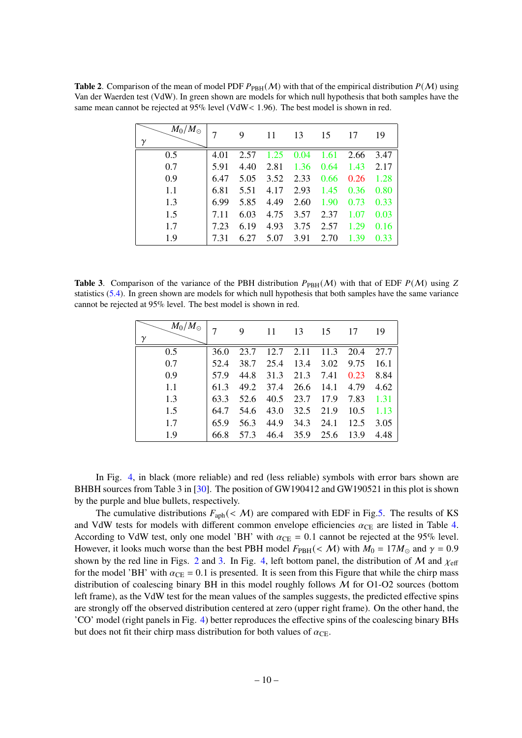**Table 2**. Comparison of the mean of model PDF $P_{\rm PBH}(\mathcal{M})$ with that of the empirical distribution $P(\mathcal{M})$ using Van der Waerden test (VdW). In green shown are models for which null hypothesis that both samples have the same mean cannot be rejected at 95% level (VdW< 1.96). The best model is shown in red.

| $\gamma$ \ $M_0/M_\odot$ | 7 | 9 | 11 | 13 | 15 | 17 | 19 |
|---|---|---|---|---|---|---|---|
| 0.5 | 4.01 | 2.57 | 1.25 | 0.04 | 1.61 | 2.66 | 3.47 |
| 0.7 | 5.91 | 4.40 | 2.81 | 1.36 | 0.64 | 1.43 | 2.17 |
| 0.9 | 6.47 | 5.05 | 3.52 | 2.33 | 0.66 | 0.26 | 1.28 |
| 1.1 | 6.81 | 5.51 | 4.17 | 2.93 | 1.45 | 0.36 | 0.80 |
| 1.3 | 6.99 | 5.85 | 4.49 | 2.60 | 1.90 | 0.73 | 0.33 |
| 1.5 | 7.11 | 6.03 | 4.75 | 3.57 | 2.37 | 1.07 | 0.03 |
| 1.7 | 7.23 | 6.19 | 4.93 | 3.75 | 2.57 | 1.29 | 0.16 |
| 1.9 | 7.31 | 6.27 | 5.07 | 3.91 | 2.70 | 1.39 | 0.33 |

**Table 3**. Comparison of the variance of the PBH distribution $P_{\rm PBH}(\mathcal{M})$ with that of EDF $P(\mathcal{M})$ using $Z$ statistics (5.4). In green shown are models for which null hypothesis that both samples have the same variance cannot be rejected at 95% level. The best model is shown in red.

| $\gamma$ \ $M_0/M_\odot$ | 7 | 9 | 11 | 13 | 15 | 17 | 19 |
|---|---|---|---|---|---|---|---|
| 0.5 | 36.0 | 23.7 | 12.7 | 2.11 | 11.3 | 20.4 | 27.7 |
| 0.7 | 52.4 | 38.7 | 25.4 | 13.4 | 3.02 | 9.75 | 16.1 |
| 0.9 | 57.9 | 44.8 | 31.3 | 21.3 | 7.41 | 0.23 | 8.84 |
| 1.1 | 61.3 | 49.2 | 37.4 | 26.6 | 14.1 | 4.79 | 4.62 |
| 1.3 | 63.3 | 52.6 | 40.5 | 23.7 | 17.9 | 7.83 | 1.31 |
| 1.5 | 64.7 | 54.6 | 43.0 | 32.5 | 21.9 | 10.5 | 1.13 |
| 1.7 | 65.9 | 56.3 | 44.9 | 34.3 | 24.1 | 12.5 | 3.05 |
| 1.9 | 66.8 | 57.3 | 46.4 | 35.9 | 25.6 | 13.9 | 4.48 |

In Fig. 4, in black (more reliable) and red (less reliable) symbols with error bars shown are BHBH sources from Table 3 in [30]. The position of GW190412 and GW190521 in this plot is shown by the purple and blue bullets, respectively.

The cumulative distributions $F_{\rm aph}(<\mathcal{M})$ are compared with EDF in Fig.5. The results of KS and VdW tests for models with different common envelope efficiencies $\alpha_{\rm CE}$ are listed in Table 4. According to VdW test, only one model 'BH' with $\alpha_{\rm CE}=0.1$ cannot be rejected at the 95% level. However, it looks much worse than the best PBH model $F_{\rm PBH}(<\mathcal{M})$ with $M_0=17M_\odot$ and $\gamma=0.9$ shown by the red line in Figs. 2 and 3. In Fig. 4, left bottom panel, the distribution of $\mathcal{M}$ and $\chi_{\rm eff}$ for the model 'BH' with $\alpha_{\rm CE}=0.1$ is presented. It is seen from this Figure that while the chirp mass distribution of coalescing binary BH in this model roughly follows $\mathcal{M}$ for O1-O2 sources (bottom left frame), as the VdW test for the mean values of the samples suggests, the predicted effective spins are strongly off the observed distribution centered at zero (upper right frame). On the other hand, the 'CO' model (right panels in Fig. 4) better reproduces the effective spins of the coalescing binary BHs but does not fit their chirp mass distribution for both values of $\alpha_{\rm CE}$.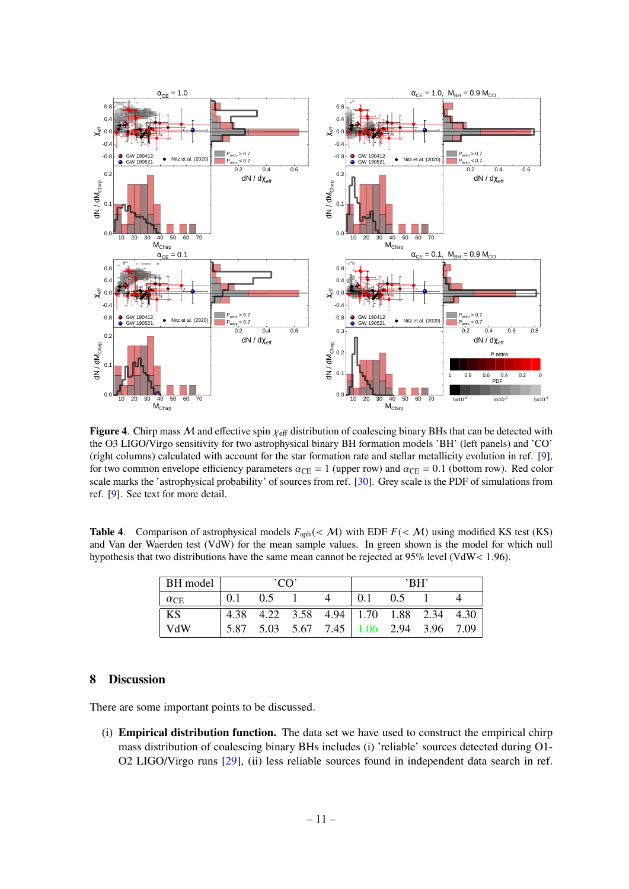**Figure 4**. Chirp mass $\mathcal{M}$ and effective spin $\chi_{\rm eff}$ distribution of coalescing binary BHs that can be detected with the O3 LIGO/Virgo sensitivity for two astrophysical binary BH formation models 'BH' (left panels) and 'CO' (right columns) calculated with account for the star formation rate and stellar metallicity evolution in ref. [9], for two common envelope efficiency parameters $\alpha_{\rm CE} = 1$ (upper row) and $\alpha_{\rm CE} = 0.1$ (bottom row). Red color scale marks the 'astrophysical probability' of sources from ref. [30]. Grey scale is the PDF of simulations from ref. [9]. See text for more detail.

**Table 4**. Comparison of astrophysical models $F_{\rm aph}(<\mathcal{M})$ with EDF $F(<\mathcal{M})$ using modified KS test (KS) and Van der Waerden test (VdW) for the mean sample values. In green shown is the model for which null hypothesis that two distributions have the same mean cannot be rejected at 95% level (VdW< 1.96).

| BH model | 'CO' | | | | 'BH' | | | |
|---|---|---|---|---|---|---|---|---|
| $\alpha_{\rm CE}$ | 0.1 | 0.5 | 1 | 4 | 0.1 | 0.5 | 1 | 4 |
| KS | 4.38 | 4.22 | 3.58 | 4.94 | 1.70 | 1.88 | 2.34 | 4.30 |
| VdW | 5.87 | 5.03 | 5.67 | 7.45 | 1.06 | 2.94 | 3.96 | 7.09 |

## 8 Discussion

There are some important points to be discussed.

(i) **Empirical distribution function.** The data set we have used to construct the empirical chirp mass distribution of coalescing binary BHs includes (i) 'reliable' sources detected during O1-O2 LIGO/Virgo runs [29], (ii) less reliable sources found in independent data search in ref.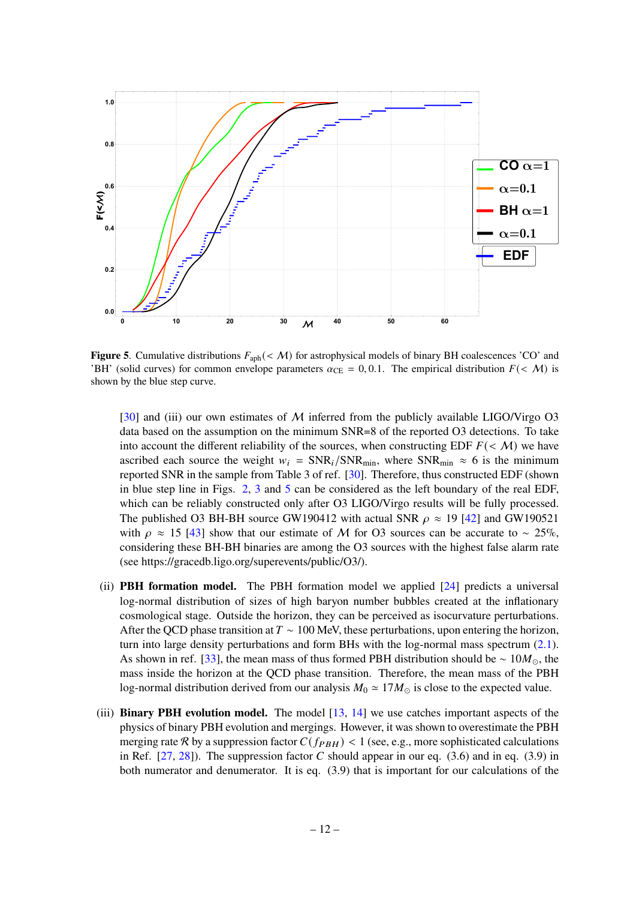**Figure 5**. Cumulative distributions $F_{\rm aph}(<\mathcal{M})$ for astrophysical models of binary BH coalescences 'CO' and 'BH' (solid curves) for common envelope parameters $\alpha_{\rm CE}=0,0.1$. The empirical distribution $F(<\mathcal{M})$ is shown by the blue step curve.

[30] and (iii) our own estimates of $\mathcal{M}$ inferred from the publicly available LIGO/Virgo O3 data based on the assumption on the minimum SNR=8 of the reported O3 detections. To take into account the different reliability of the sources, when constructing EDF $F(<\mathcal{M})$ we have ascribed each source the weight $w_i = \mathrm{SNR}_i/\mathrm{SNR}_{\rm min}$, where $\mathrm{SNR}_{\rm min} \approx 6$ is the minimum reported SNR in the sample from Table 3 of ref. [30]. Therefore, thus constructed EDF (shown in blue step line in Figs. 2, 3 and 5 can be considered as the left boundary of the real EDF, which can be reliably constructed only after O3 LIGO/Virgo results will be fully processed. The published O3 BH-BH source GW190412 with actual SNR $\rho \approx 19$ [42] and GW190521 with $\rho \approx 15$ [43] show that our estimate of $\mathcal{M}$ for O3 sources can be accurate to $\sim 25\%$, considering these BH-BH binaries are among the O3 sources with the highest false alarm rate (see https://gracedb.ligo.org/superevents/public/O3/).

(ii) **PBH formation model.** The PBH formation model we applied [24] predicts a universal log-normal distribution of sizes of high baryon number bubbles created at the inflationary cosmological stage. Outside the horizon, they can be perceived as isocurvature perturbations. After the QCD phase transition at $T \sim 100$ MeV, these perturbations, upon entering the horizon, turn into large density perturbations and form BHs with the log-normal mass spectrum (2.1). As shown in ref. [33], the mean mass of thus formed PBH distribution should be $\sim 10M_\odot$, the mass inside the horizon at the QCD phase transition. Therefore, the mean mass of the PBH log-normal distribution derived from our analysis $M_0 \simeq 17M_\odot$ is close to the expected value.

(iii) **Binary PBH evolution model.** The model [13, 14] we use catches important aspects of the physics of binary PBH evolution and mergings. However, it was shown to overestimate the PBH merging rate $\mathcal{R}$ by a suppression factor $C(f_{PBH}) < 1$ (see, e.g., more sophisticated calculations in Ref. [27, 28]). The suppression factor $C$ should appear in our eq. (3.6) and in eq. (3.9) in both numerator and denumerator. It is eq. (3.9) that is important for our calculations of the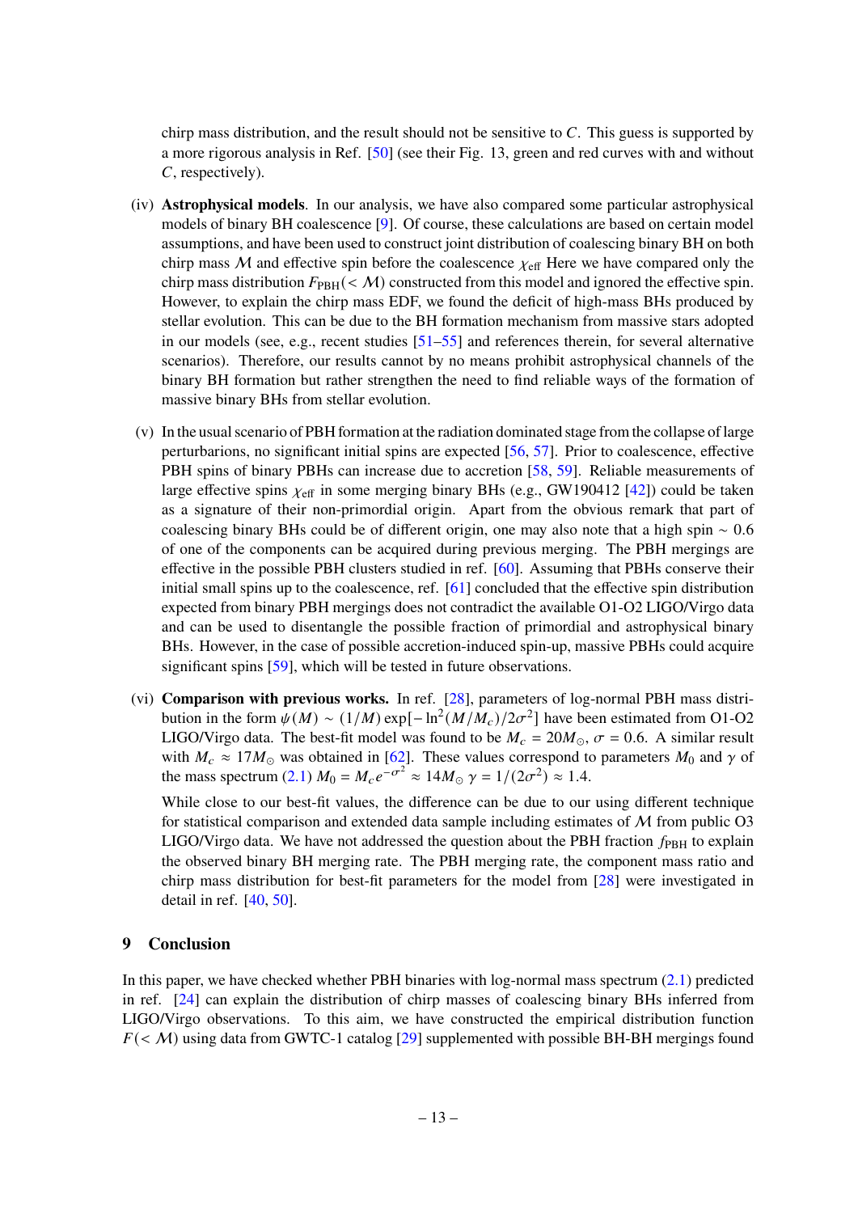chirp mass distribution, and the result should not be sensitive to $C$. This guess is supported by a more rigorous analysis in Ref. [50] (see their Fig. 13, green and red curves with and without $C$, respectively).

(iv) **Astrophysical models**. In our analysis, we have also compared some particular astrophysical models of binary BH coalescence [9]. Of course, these calculations are based on certain model assumptions, and have been used to construct joint distribution of coalescing binary BH on both chirp mass $\mathcal{M}$ and effective spin before the coalescence $\chi_{\rm eff}$ Here we have compared only the chirp mass distribution $F_{\rm PBH}(<\mathcal{M})$ constructed from this model and ignored the effective spin. However, to explain the chirp mass EDF, we found the deficit of high-mass BHs produced by stellar evolution. This can be due to the BH formation mechanism from massive stars adopted in our models (see, e.g., recent studies [51–55] and references therein, for several alternative scenarios). Therefore, our results cannot by no means prohibit astrophysical channels of the binary BH formation but rather strengthen the need to find reliable ways of the formation of massive binary BHs from stellar evolution.

(v) In the usual scenario of PBH formation at the radiation dominated stage from the collapse of large perturbarions, no significant initial spins are expected [56, 57]. Prior to coalescence, effective PBH spins of binary PBHs can increase due to accretion [58, 59]. Reliable measurements of large effective spins $\chi_{\rm eff}$ in some merging binary BHs (e.g., GW190412 [42]) could be taken as a signature of their non-primordial origin. Apart from the obvious remark that part of coalescing binary BHs could be of different origin, one may also note that a high spin $\sim 0.6$ of one of the components can be acquired during previous merging. The PBH mergings are effective in the possible PBH clusters studied in ref. [60]. Assuming that PBHs conserve their initial small spins up to the coalescence, ref. [61] concluded that the effective spin distribution expected from binary PBH mergings does not contradict the available O1-O2 LIGO/Virgo data and can be used to disentangle the possible fraction of primordial and astrophysical binary BHs. However, in the case of possible accretion-induced spin-up, massive PBHs could acquire significant spins [59], which will be tested in future observations.

(vi) **Comparison with previous works.** In ref. [28], parameters of log-normal PBH mass distribution in the form $\psi(M) \sim (1/M)\exp[-\ln^2(M/M_c)/2\sigma^2]$ have been estimated from O1-O2 LIGO/Virgo data. The best-fit model was found to be $M_c = 20M_\odot$, $\sigma = 0.6$. A similar result with $M_c \approx 17M_\odot$ was obtained in [62]. These values correspond to parameters $M_0$ and $\gamma$ of the mass spectrum (2.1) $M_0 = M_c e^{-\sigma^2} \approx 14M_\odot$ $\gamma = 1/(2\sigma^2) \approx 1.4$.

While close to our best-fit values, the difference can be due to our using different technique for statistical comparison and extended data sample including estimates of $\mathcal{M}$ from public O3 LIGO/Virgo data. We have not addressed the question about the PBH fraction $f_{\rm PBH}$ to explain the observed binary BH merging rate. The PBH merging rate, the component mass ratio and chirp mass distribution for best-fit parameters for the model from [28] were investigated in detail in ref. [40, 50].

## 9 Conclusion

In this paper, we have checked whether PBH binaries with log-normal mass spectrum (2.1) predicted in ref. [24] can explain the distribution of chirp masses of coalescing binary BHs inferred from LIGO/Virgo observations. To this aim, we have constructed the empirical distribution function $F(<\mathcal{M})$ using data from GWTC-1 catalog [29] supplemented with possible BH-BH mergings found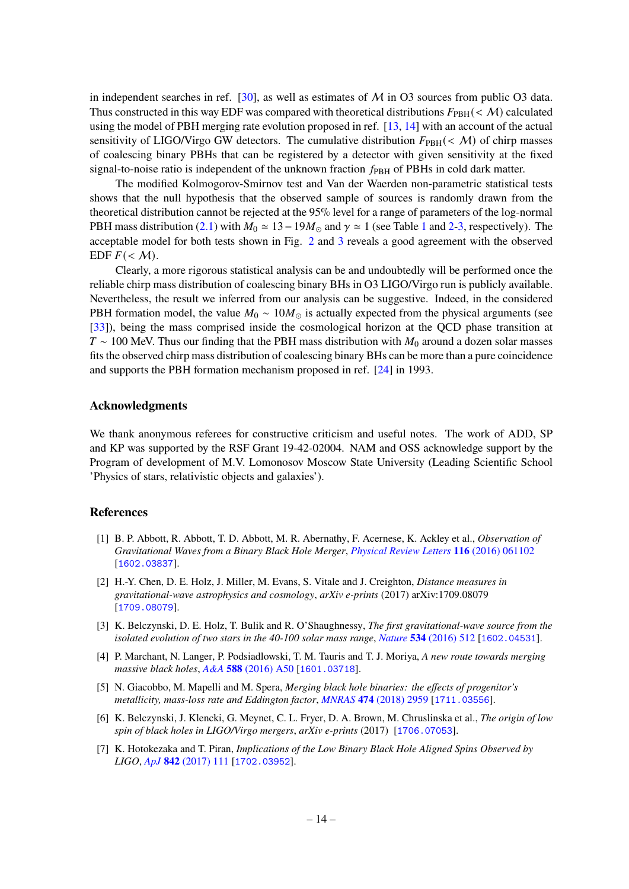in independent searches in ref. [30], as well as estimates of $\mathcal{M}$ in O3 sources from public O3 data. Thus constructed in this way EDF was compared with theoretical distributions $F_{\rm PBH}(<\mathcal{M})$ calculated using the model of PBH merging rate evolution proposed in ref. [13, 14] with an account of the actual sensitivity of LIGO/Virgo GW detectors. The cumulative distribution $F_{\rm PBH}(<\mathcal{M})$ of chirp masses of coalescing binary PBHs that can be registered by a detector with given sensitivity at the fixed signal-to-noise ratio is independent of the unknown fraction $f_{\rm PBH}$ of PBHs in cold dark matter.

The modified Kolmogorov-Smirnov test and Van der Waerden non-parametric statistical tests shows that the null hypothesis that the observed sample of sources is randomly drawn from the theoretical distribution cannot be rejected at the 95% level for a range of parameters of the log-normal PBH mass distribution (2.1) with $M_0 \simeq 13-19M_\odot$ and $\gamma \simeq 1$ (see Table 1 and 2-3, respectively). The acceptable model for both tests shown in Fig. 2 and 3 reveals a good agreement with the observed EDF $F(<\mathcal{M})$.

Clearly, a more rigorous statistical analysis can be and undoubtedly will be performed once the reliable chirp mass distribution of coalescing binary BHs in O3 LIGO/Virgo run is publicly available. Nevertheless, the result we inferred from our analysis can be suggestive. Indeed, in the considered PBH formation model, the value $M_0 \sim 10M_\odot$ is actually expected from the physical arguments (see [33]), being the mass comprised inside the cosmological horizon at the QCD phase transition at $T \sim 100$ MeV. Thus our finding that the PBH mass distribution with $M_0$ around a dozen solar masses fits the observed chirp mass distribution of coalescing binary BHs can be more than a pure coincidence and supports the PBH formation mechanism proposed in ref. [24] in 1993.

## Acknowledgments

We thank anonymous referees for constructive criticism and useful notes. The work of ADD, SP and KP was supported by the RSF Grant 19-42-02004. NAM and OSS acknowledge support by the Program of development of M.V. Lomonosov Moscow State University (Leading Scientific School 'Physics of stars, relativistic objects and galaxies').

## References

[1] B. P. Abbott, R. Abbott, T. D. Abbott, M. R. Abernathy, F. Acernese, K. Ackley et al., *Observation of Gravitational Waves from a Binary Black Hole Merger*, *Physical Review Letters* **116** (2016) 061102 [1602.03837].

[2] H.-Y. Chen, D. E. Holz, J. Miller, M. Evans, S. Vitale and J. Creighton, *Distance measures in gravitational-wave astrophysics and cosmology*, *arXiv e-prints* (2017) arXiv:1709.08079 [1709.08079].

[3] K. Belczynski, D. E. Holz, T. Bulik and R. O'Shaughnessy, *The first gravitational-wave source from the isolated evolution of two stars in the 40-100 solar mass range*, *Nature* **534** (2016) 512 [1602.04531].

[4] P. Marchant, N. Langer, P. Podsiadlowski, T. M. Tauris and T. J. Moriya, *A new route towards merging massive black holes*, *A&A* **588** (2016) A50 [1601.03718].

[5] N. Giacobbo, M. Mapelli and M. Spera, *Merging black hole binaries: the effects of progenitor's metallicity, mass-loss rate and Eddington factor*, *MNRAS* **474** (2018) 2959 [1711.03556].

[6] K. Belczynski, J. Klencki, G. Meynet, C. L. Fryer, D. A. Brown, M. Chruslinska et al., *The origin of low spin of black holes in LIGO/Virgo mergers*, *arXiv e-prints* (2017) [1706.07053].

[7] K. Hotokezaka and T. Piran, *Implications of the Low Binary Black Hole Aligned Spins Observed by LIGO*, *ApJ* **842** (2017) 111 [1702.03952].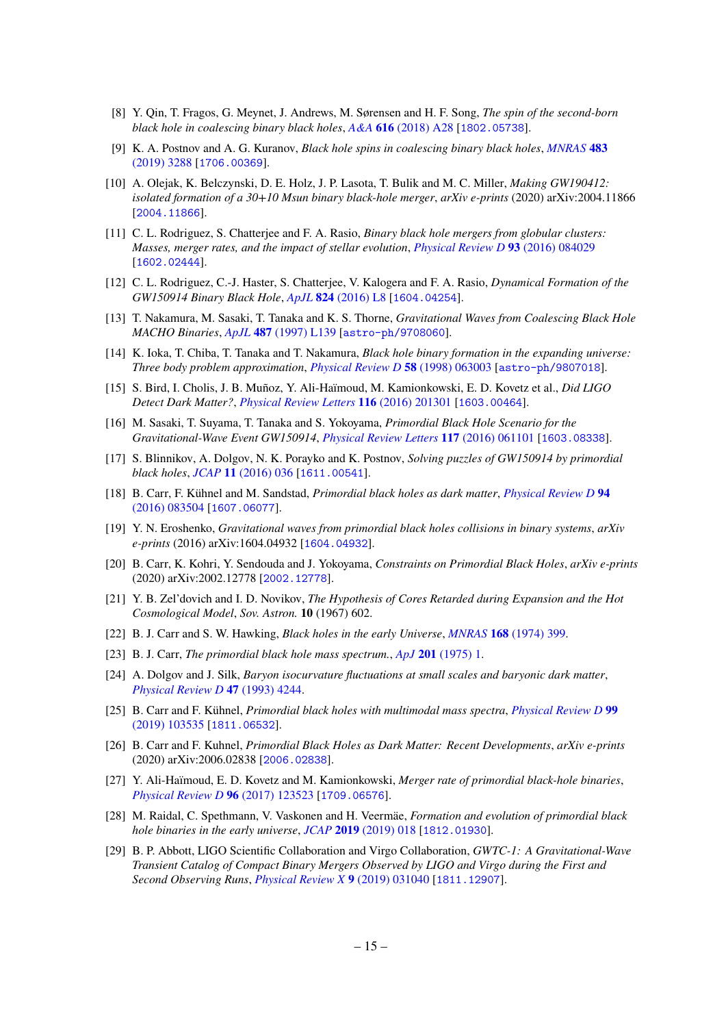[8] Y. Qin, T. Fragos, G. Meynet, J. Andrews, M. Sørensen and H. F. Song, *The spin of the second-born black hole in coalescing binary black holes*, *A&A* **616** (2018) A28 [1802.05738].

[9] K. A. Postnov and A. G. Kuranov, *Black hole spins in coalescing binary black holes*, *MNRAS* **483** (2019) 3288 [1706.00369].

[10] A. Olejak, K. Belczynski, D. E. Holz, J. P. Lasota, T. Bulik and M. C. Miller, *Making GW190412: isolated formation of a 30+10 Msun binary black-hole merger*, *arXiv e-prints* (2020) arXiv:2004.11866 [2004.11866].

[11] C. L. Rodriguez, S. Chatterjee and F. A. Rasio, *Binary black hole mergers from globular clusters: Masses, merger rates, and the impact of stellar evolution*, *Physical Review D* **93** (2016) 084029 [1602.02444].

[12] C. L. Rodriguez, C.-J. Haster, S. Chatterjee, V. Kalogera and F. A. Rasio, *Dynamical Formation of the GW150914 Binary Black Hole*, *ApJL* **824** (2016) L8 [1604.04254].

[13] T. Nakamura, M. Sasaki, T. Tanaka and K. S. Thorne, *Gravitational Waves from Coalescing Black Hole MACHO Binaries*, *ApJL* **487** (1997) L139 [astro-ph/9708060].

[14] K. Ioka, T. Chiba, T. Tanaka and T. Nakamura, *Black hole binary formation in the expanding universe: Three body problem approximation*, *Physical Review D* **58** (1998) 063003 [astro-ph/9807018].

[15] S. Bird, I. Cholis, J. B. Muñoz, Y. Ali-Haïmoud, M. Kamionkowski, E. D. Kovetz et al., *Did LIGO Detect Dark Matter?*, *Physical Review Letters* **116** (2016) 201301 [1603.00464].

[16] M. Sasaki, T. Suyama, T. Tanaka and S. Yokoyama, *Primordial Black Hole Scenario for the Gravitational-Wave Event GW150914*, *Physical Review Letters* **117** (2016) 061101 [1603.08338].

[17] S. Blinnikov, A. Dolgov, N. K. Porayko and K. Postnov, *Solving puzzles of GW150914 by primordial black holes*, *JCAP* **11** (2016) 036 [1611.00541].

[18] B. Carr, F. Kühnel and M. Sandstad, *Primordial black holes as dark matter*, *Physical Review D* **94** (2016) 083504 [1607.06077].

[19] Y. N. Eroshenko, *Gravitational waves from primordial black holes collisions in binary systems*, *arXiv e-prints* (2016) arXiv:1604.04932 [1604.04932].

[20] B. Carr, K. Kohri, Y. Sendouda and J. Yokoyama, *Constraints on Primordial Black Holes*, *arXiv e-prints* (2020) arXiv:2002.12778 [2002.12778].

[21] Y. B. Zel'dovich and I. D. Novikov, *The Hypothesis of Cores Retarded during Expansion and the Hot Cosmological Model*, *Sov. Astron.* **10** (1967) 602.

[22] B. J. Carr and S. W. Hawking, *Black holes in the early Universe*, *MNRAS* **168** (1974) 399.

[23] B. J. Carr, *The primordial black hole mass spectrum.*, *ApJ* **201** (1975) 1.

[24] A. Dolgov and J. Silk, *Baryon isocurvature fluctuations at small scales and baryonic dark matter*, *Physical Review D* **47** (1993) 4244.

[25] B. Carr and F. Kühnel, *Primordial black holes with multimodal mass spectra*, *Physical Review D* **99** (2019) 103535 [1811.06532].

[26] B. Carr and F. Kuhnel, *Primordial Black Holes as Dark Matter: Recent Developments*, *arXiv e-prints* (2020) arXiv:2006.02838 [2006.02838].

[27] Y. Ali-Haïmoud, E. D. Kovetz and M. Kamionkowski, *Merger rate of primordial black-hole binaries*, *Physical Review D* **96** (2017) 123523 [1709.06576].

[28] M. Raidal, C. Spethmann, V. Vaskonen and H. Veermäe, *Formation and evolution of primordial black hole binaries in the early universe*, *JCAP* **2019** (2019) 018 [1812.01930].

[29] B. P. Abbott, LIGO Scientific Collaboration and Virgo Collaboration, *GWTC-1: A Gravitational-Wave Transient Catalog of Compact Binary Mergers Observed by LIGO and Virgo during the First and Second Observing Runs*, *Physical Review X* **9** (2019) 031040 [1811.12907].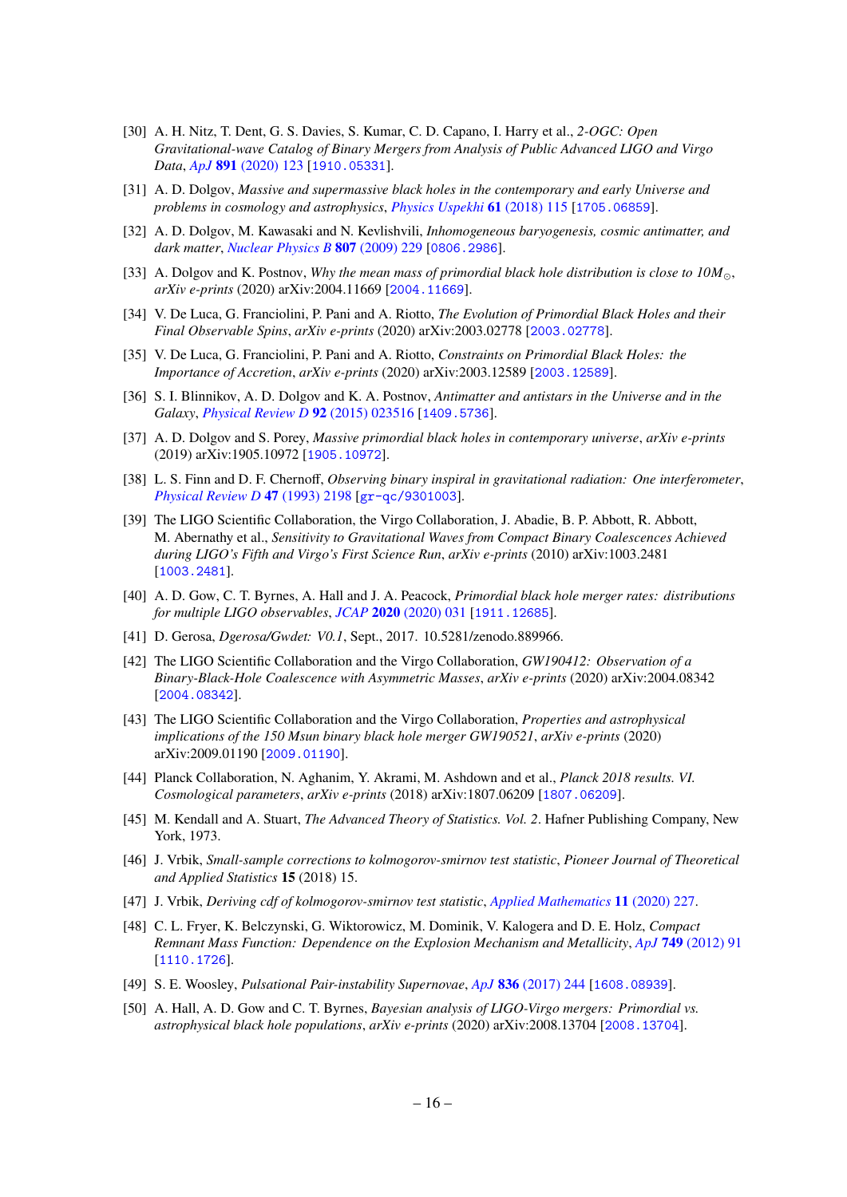[30] A. H. Nitz, T. Dent, G. S. Davies, S. Kumar, C. D. Capano, I. Harry et al., *2-OGC: Open Gravitational-wave Catalog of Binary Mergers from Analysis of Public Advanced LIGO and Virgo Data*, *ApJ* **891** (2020) 123 [1910.05331].

[31] A. D. Dolgov, *Massive and supermassive black holes in the contemporary and early Universe and problems in cosmology and astrophysics*, *Physics Uspekhi* **61** (2018) 115 [1705.06859].

[32] A. D. Dolgov, M. Kawasaki and N. Kevlishvili, *Inhomogeneous baryogenesis, cosmic antimatter, and dark matter*, *Nuclear Physics B* **807** (2009) 229 [0806.2986].

[33] A. Dolgov and K. Postnov, *Why the mean mass of primordial black hole distribution is close to $10M_\odot$*, *arXiv e-prints* (2020) arXiv:2004.11669 [2004.11669].

[34] V. De Luca, G. Franciolini, P. Pani and A. Riotto, *The Evolution of Primordial Black Holes and their Final Observable Spins*, *arXiv e-prints* (2020) arXiv:2003.02778 [2003.02778].

[35] V. De Luca, G. Franciolini, P. Pani and A. Riotto, *Constraints on Primordial Black Holes: the Importance of Accretion*, *arXiv e-prints* (2020) arXiv:2003.12589 [2003.12589].

[36] S. I. Blinnikov, A. D. Dolgov and K. A. Postnov, *Antimatter and antistars in the Universe and in the Galaxy*, *Physical Review D* **92** (2015) 023516 [1409.5736].

[37] A. D. Dolgov and S. Porey, *Massive primordial black holes in contemporary universe*, *arXiv e-prints* (2019) arXiv:1905.10972 [1905.10972].

[38] L. S. Finn and D. F. Chernoff, *Observing binary inspiral in gravitational radiation: One interferometer*, *Physical Review D* **47** (1993) 2198 [gr-qc/9301003].

[39] The LIGO Scientific Collaboration, the Virgo Collaboration, J. Abadie, B. P. Abbott, R. Abbott, M. Abernathy et al., *Sensitivity to Gravitational Waves from Compact Binary Coalescences Achieved during LIGO's Fifth and Virgo's First Science Run*, *arXiv e-prints* (2010) arXiv:1003.2481 [1003.2481].

[40] A. D. Gow, C. T. Byrnes, A. Hall and J. A. Peacock, *Primordial black hole merger rates: distributions for multiple LIGO observables*, *JCAP* **2020** (2020) 031 [1911.12685].

[41] D. Gerosa, *Dgerosa/Gwdet: V0.1*, Sept., 2017. 10.5281/zenodo.889966.

[42] The LIGO Scientific Collaboration and the Virgo Collaboration, *GW190412: Observation of a Binary-Black-Hole Coalescence with Asymmetric Masses*, *arXiv e-prints* (2020) arXiv:2004.08342 [2004.08342].

[43] The LIGO Scientific Collaboration and the Virgo Collaboration, *Properties and astrophysical implications of the 150 Msun binary black hole merger GW190521*, *arXiv e-prints* (2020) arXiv:2009.01190 [2009.01190].

[44] Planck Collaboration, N. Aghanim, Y. Akrami, M. Ashdown and et al., *Planck 2018 results. VI. Cosmological parameters*, *arXiv e-prints* (2018) arXiv:1807.06209 [1807.06209].

[45] M. Kendall and A. Stuart, *The Advanced Theory of Statistics. Vol. 2*. Hafner Publishing Company, New York, 1973.

[46] J. Vrbik, *Small-sample corrections to kolmogorov-smirnov test statistic*, *Pioneer Journal of Theoretical and Applied Statistics* **15** (2018) 15.

[47] J. Vrbik, *Deriving cdf of kolmogorov-smirnov test statistic*, *Applied Mathematics* **11** (2020) 227.

[48] C. L. Fryer, K. Belczynski, G. Wiktorowicz, M. Dominik, V. Kalogera and D. E. Holz, *Compact Remnant Mass Function: Dependence on the Explosion Mechanism and Metallicity*, *ApJ* **749** (2012) 91 [1110.1726].

[49] S. E. Woosley, *Pulsational Pair-instability Supernovae*, *ApJ* **836** (2017) 244 [1608.08939].

[50] A. Hall, A. D. Gow and C. T. Byrnes, *Bayesian analysis of LIGO-Virgo mergers: Primordial vs. astrophysical black hole populations*, *arXiv e-prints* (2020) arXiv:2008.13704 [2008.13704].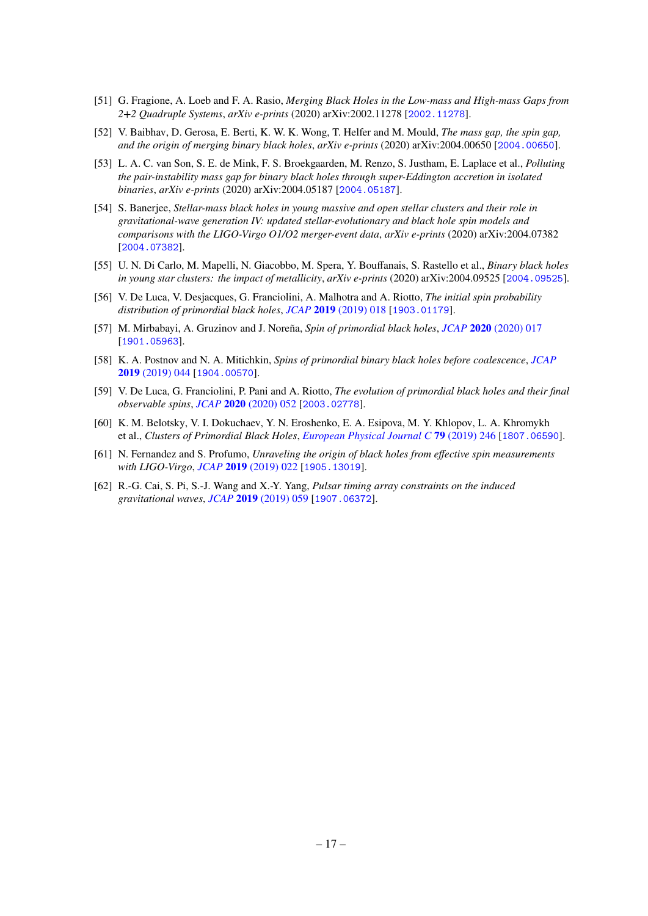[51] G. Fragione, A. Loeb and F. A. Rasio, *Merging Black Holes in the Low-mass and High-mass Gaps from 2+2 Quadruple Systems*, *arXiv e-prints* (2020) arXiv:2002.11278 [2002.11278].

[52] V. Baibhav, D. Gerosa, E. Berti, K. W. K. Wong, T. Helfer and M. Mould, *The mass gap, the spin gap, and the origin of merging binary black holes*, *arXiv e-prints* (2020) arXiv:2004.00650 [2004.00650].

[53] L. A. C. van Son, S. E. de Mink, F. S. Broekgaarden, M. Renzo, S. Justham, E. Laplace et al., *Polluting the pair-instability mass gap for binary black holes through super-Eddington accretion in isolated binaries*, *arXiv e-prints* (2020) arXiv:2004.05187 [2004.05187].

[54] S. Banerjee, *Stellar-mass black holes in young massive and open stellar clusters and their role in gravitational-wave generation IV: updated stellar-evolutionary and black hole spin models and comparisons with the LIGO-Virgo O1/O2 merger-event data*, *arXiv e-prints* (2020) arXiv:2004.07382 [2004.07382].

[55] U. N. Di Carlo, M. Mapelli, N. Giacobbo, M. Spera, Y. Bouffanais, S. Rastello et al., *Binary black holes in young star clusters: the impact of metallicity*, *arXiv e-prints* (2020) arXiv:2004.09525 [2004.09525].

[56] V. De Luca, V. Desjacques, G. Franciolini, A. Malhotra and A. Riotto, *The initial spin probability distribution of primordial black holes*, *JCAP* **2019** (2019) 018 [1903.01179].

[57] M. Mirbabayi, A. Gruzinov and J. Noreña, *Spin of primordial black holes*, *JCAP* **2020** (2020) 017 [1901.05963].

[58] K. A. Postnov and N. A. Mitichkin, *Spins of primordial binary black holes before coalescence*, *JCAP* **2019** (2019) 044 [1904.00570].

[59] V. De Luca, G. Franciolini, P. Pani and A. Riotto, *The evolution of primordial black holes and their final observable spins*, *JCAP* **2020** (2020) 052 [2003.02778].

[60] K. M. Belotsky, V. I. Dokuchaev, Y. N. Eroshenko, E. A. Esipova, M. Y. Khlopov, L. A. Khromykh et al., *Clusters of Primordial Black Holes*, *European Physical Journal C* **79** (2019) 246 [1807.06590].

[61] N. Fernandez and S. Profumo, *Unraveling the origin of black holes from effective spin measurements with LIGO-Virgo*, *JCAP* **2019** (2019) 022 [1905.13019].

[62] R.-G. Cai, S. Pi, S.-J. Wang and X.-Y. Yang, *Pulsar timing array constraints on the induced gravitational waves*, *JCAP* **2019** (2019) 059 [1907.06372].